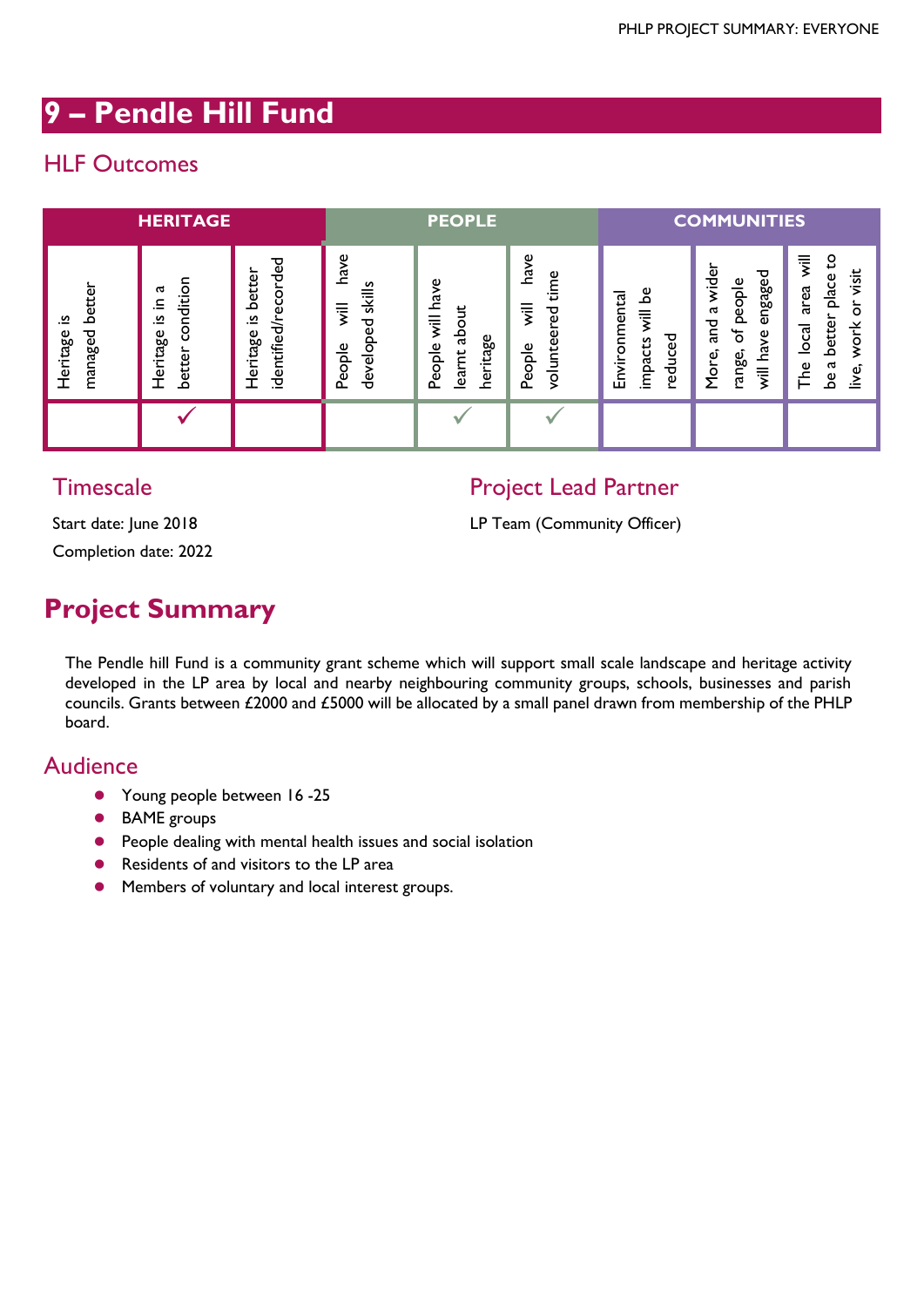# 9 – Pendle Hill Fund

## HLF Outcomes

| HERITAGE | | | PEOPLE | | | COMMUNITIES | | |
|---|---|---|---|---|---|---|---|---|
| Heritage is managed better | Heritage is in a better condition | Heritage is better identified/recorded | People will have developed skills | People will have learnt about heritage | People will have volunteered time | Environmental impacts will be reduced | More, and a wider range, of people will have engaged | The local area will be a better place to live, work or visit |
| | ✓ | | | ✓ | ✓ | | | |

## Timescale

Start date: June 2018

Completion date: 2022

## Project Lead Partner

LP Team (Community Officer)

# Project Summary

The Pendle hill Fund is a community grant scheme which will support small scale landscape and heritage activity developed in the LP area by local and nearby neighbouring community groups, schools, businesses and parish councils. Grants between £2000 and £5000 will be allocated by a small panel drawn from membership of the PHLP board.

## Audience

- Young people between 16 -25
- BAME groups
- People dealing with mental health issues and social isolation
- Residents of and visitors to the LP area
- Members of voluntary and local interest groups.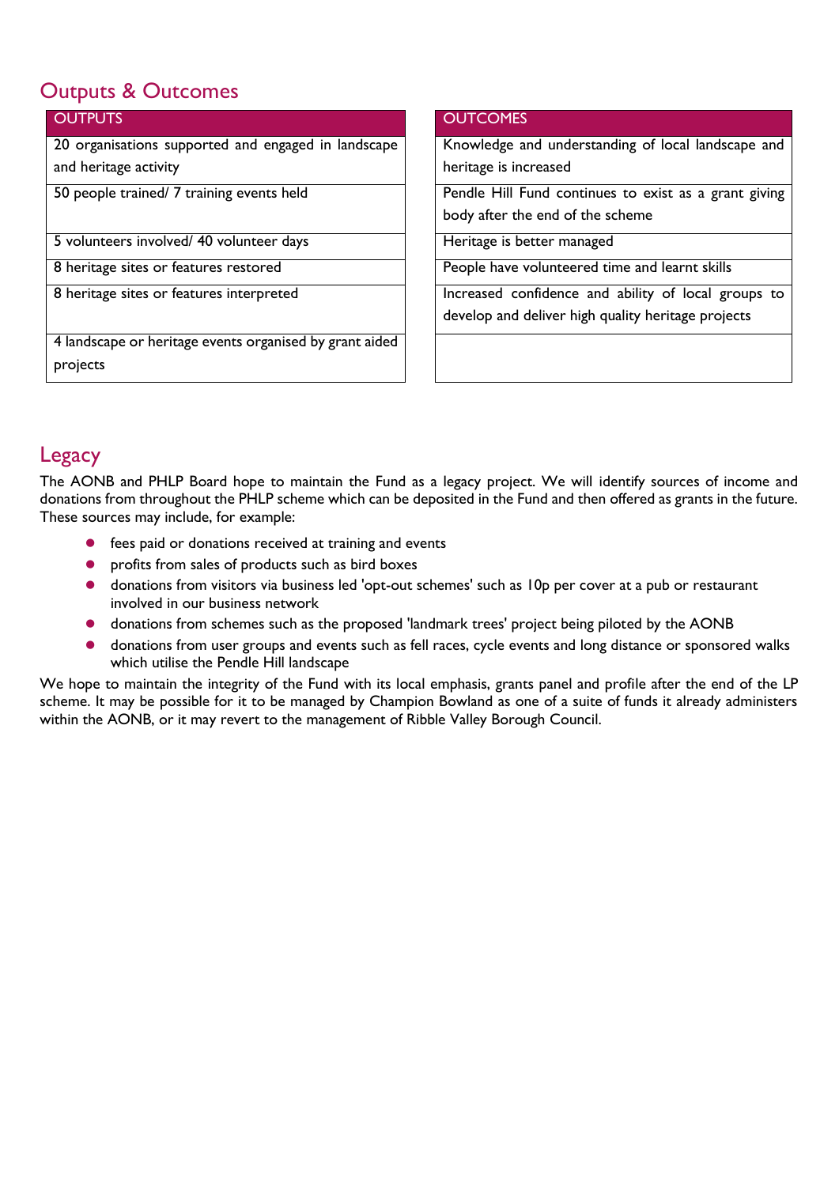## Outputs & Outcomes

| OUTPUTS |
|---|
| 20 organisations supported and engaged in landscape and heritage activity |
| 50 people trained/ 7 training events held |
| 5 volunteers involved/ 40 volunteer days |
| 8 heritage sites or features restored |
| 8 heritage sites or features interpreted |
| 4 landscape or heritage events organised by grant aided projects |

| OUTCOMES |
|---|
| Knowledge and understanding of local landscape and heritage is increased |
| Pendle Hill Fund continues to exist as a grant giving body after the end of the scheme |
| Heritage is better managed |
| People have volunteered time and learnt skills |
| Increased confidence and ability of local groups to develop and deliver high quality heritage projects |
| |

## Legacy

The AONB and PHLP Board hope to maintain the Fund as a legacy project. We will identify sources of income and donations from throughout the PHLP scheme which can be deposited in the Fund and then offered as grants in the future. These sources may include, for example:

- fees paid or donations received at training and events
- profits from sales of products such as bird boxes
- donations from visitors via business led 'opt-out schemes' such as 10p per cover at a pub or restaurant involved in our business network
- donations from schemes such as the proposed 'landmark trees' project being piloted by the AONB
- donations from user groups and events such as fell races, cycle events and long distance or sponsored walks which utilise the Pendle Hill landscape

We hope to maintain the integrity of the Fund with its local emphasis, grants panel and profile after the end of the LP scheme. It may be possible for it to be managed by Champion Bowland as one of a suite of funds it already administers within the AONB, or it may revert to the management of Ribble Valley Borough Council.